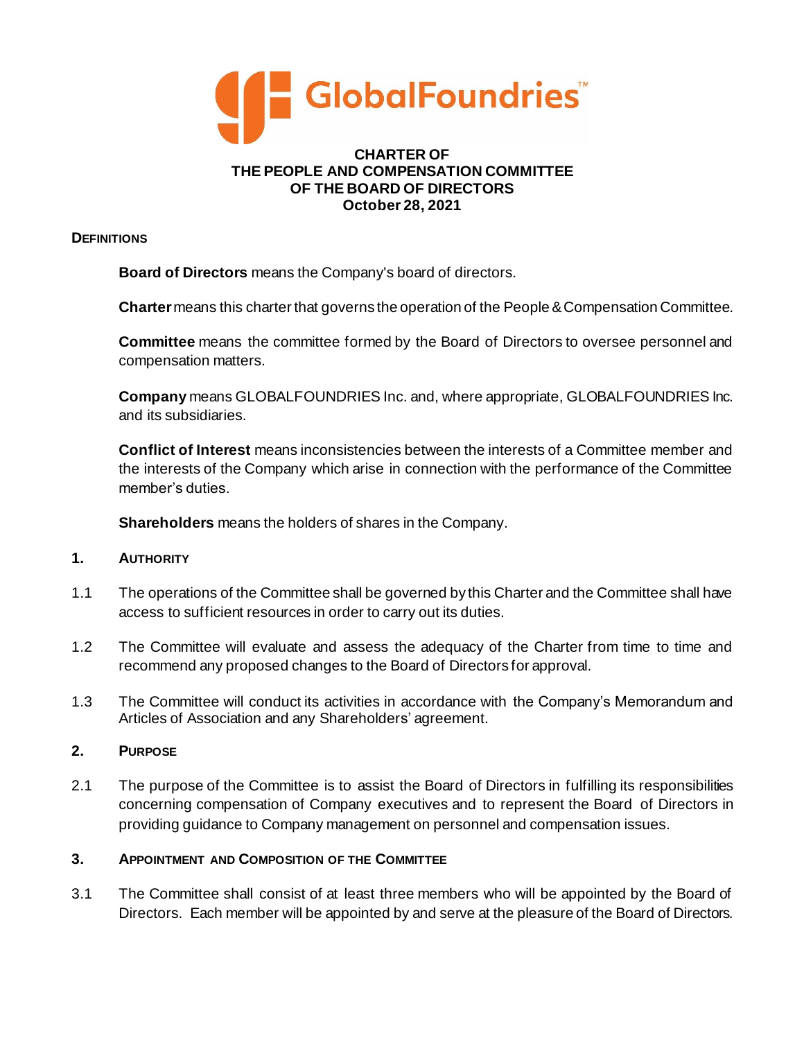# CHARTER OF THE PEOPLE AND COMPENSATION COMMITTEE OF THE BOARD OF DIRECTORS

**October 28, 2021**

## DEFINITIONS

**Board of Directors** means the Company's board of directors.

**Charter** means this charter that governs the operation of the People & Compensation Committee.

**Committee** means the committee formed by the Board of Directors to oversee personnel and compensation matters.

**Company** means GLOBALFOUNDRIES Inc. and, where appropriate, GLOBALFOUNDRIES Inc. and its subsidiaries.

**Conflict of Interest** means inconsistencies between the interests of a Committee member and the interests of the Company which arise in connection with the performance of the Committee member's duties.

**Shareholders** means the holders of shares in the Company.

## 1. AUTHORITY

1.1 The operations of the Committee shall be governed by this Charter and the Committee shall have access to sufficient resources in order to carry out its duties.

1.2 The Committee will evaluate and assess the adequacy of the Charter from time to time and recommend any proposed changes to the Board of Directors for approval.

1.3 The Committee will conduct its activities in accordance with the Company's Memorandum and Articles of Association and any Shareholders' agreement.

## 2. PURPOSE

2.1 The purpose of the Committee is to assist the Board of Directors in fulfilling its responsibilities concerning compensation of Company executives and to represent the Board of Directors in providing guidance to Company management on personnel and compensation issues.

## 3. APPOINTMENT AND COMPOSITION OF THE COMMITTEE

3.1 The Committee shall consist of at least three members who will be appointed by the Board of Directors. Each member will be appointed by and serve at the pleasure of the Board of Directors.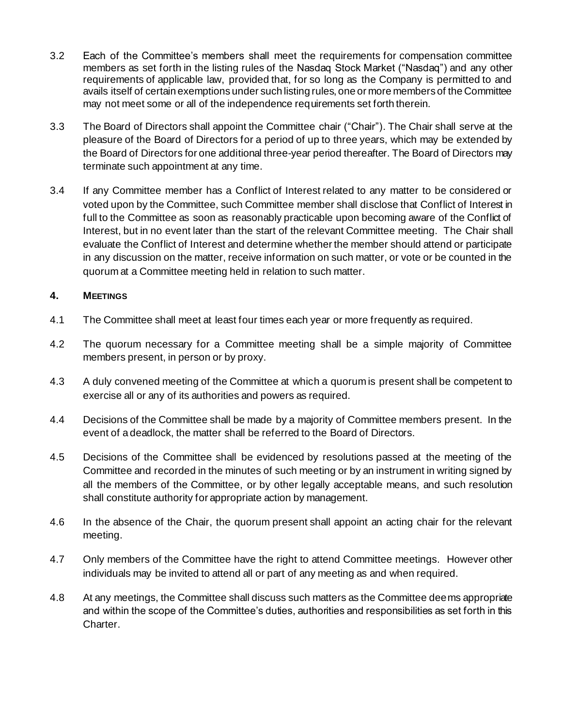3.2 Each of the Committee's members shall meet the requirements for compensation committee members as set forth in the listing rules of the Nasdaq Stock Market ("Nasdaq") and any other requirements of applicable law, provided that, for so long as the Company is permitted to and avails itself of certain exemptions under such listing rules, one or more members of the Committee may not meet some or all of the independence requirements set forth therein.

3.3 The Board of Directors shall appoint the Committee chair ("Chair"). The Chair shall serve at the pleasure of the Board of Directors for a period of up to three years, which may be extended by the Board of Directors for one additional three-year period thereafter. The Board of Directors may terminate such appointment at any time.

3.4 If any Committee member has a Conflict of Interest related to any matter to be considered or voted upon by the Committee, such Committee member shall disclose that Conflict of Interest in full to the Committee as soon as reasonably practicable upon becoming aware of the Conflict of Interest, but in no event later than the start of the relevant Committee meeting. The Chair shall evaluate the Conflict of Interest and determine whether the member should attend or participate in any discussion on the matter, receive information on such matter, or vote or be counted in the quorum at a Committee meeting held in relation to such matter.

## 4. MEETINGS

4.1 The Committee shall meet at least four times each year or more frequently as required.

4.2 The quorum necessary for a Committee meeting shall be a simple majority of Committee members present, in person or by proxy.

4.3 A duly convened meeting of the Committee at which a quorum is present shall be competent to exercise all or any of its authorities and powers as required.

4.4 Decisions of the Committee shall be made by a majority of Committee members present. In the event of a deadlock, the matter shall be referred to the Board of Directors.

4.5 Decisions of the Committee shall be evidenced by resolutions passed at the meeting of the Committee and recorded in the minutes of such meeting or by an instrument in writing signed by all the members of the Committee, or by other legally acceptable means, and such resolution shall constitute authority for appropriate action by management.

4.6 In the absence of the Chair, the quorum present shall appoint an acting chair for the relevant meeting.

4.7 Only members of the Committee have the right to attend Committee meetings. However other individuals may be invited to attend all or part of any meeting as and when required.

4.8 At any meetings, the Committee shall discuss such matters as the Committee deems appropriate and within the scope of the Committee's duties, authorities and responsibilities as set forth in this Charter.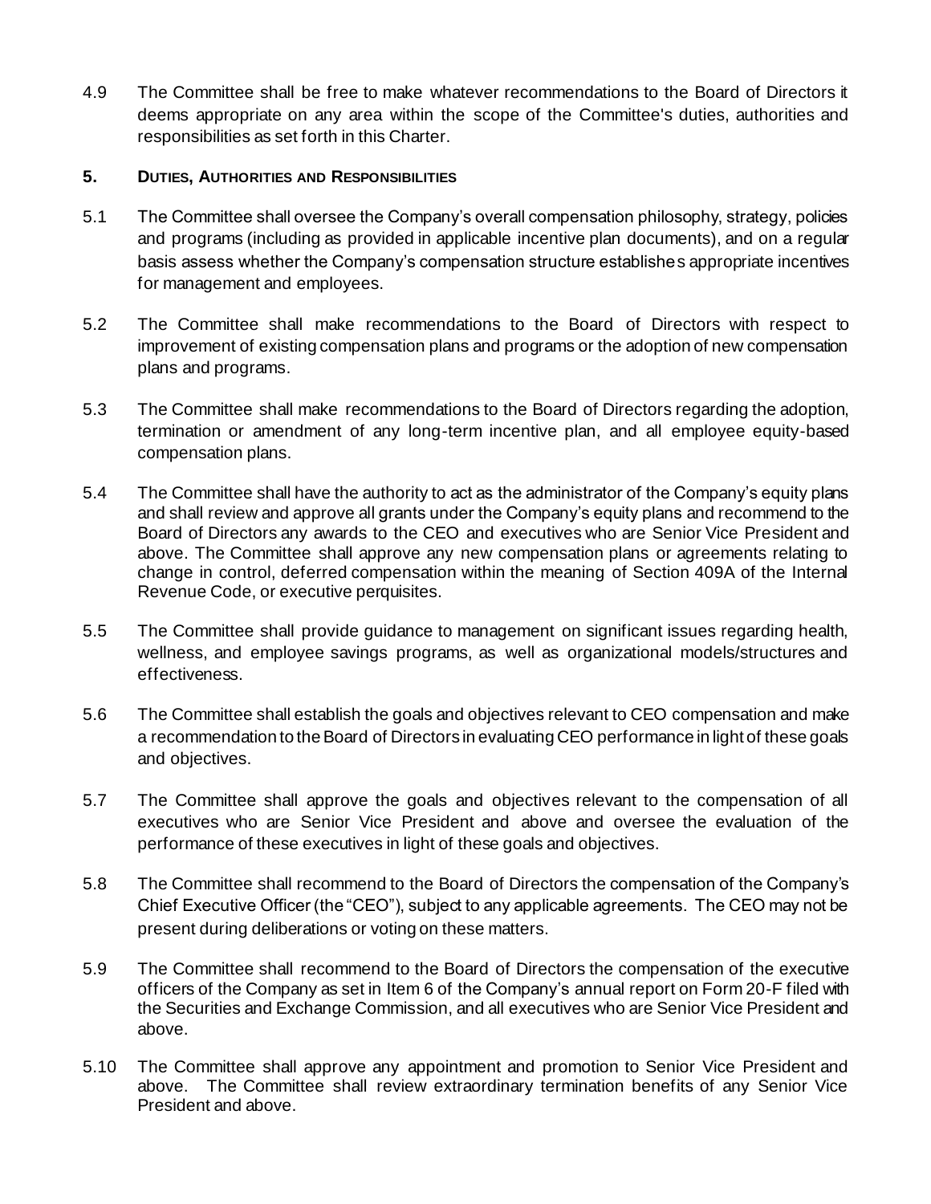4.9 The Committee shall be free to make whatever recommendations to the Board of Directors it deems appropriate on any area within the scope of the Committee's duties, authorities and responsibilities as set forth in this Charter.

## 5. Duties, Authorities and Responsibilities

5.1 The Committee shall oversee the Company's overall compensation philosophy, strategy, policies and programs (including as provided in applicable incentive plan documents), and on a regular basis assess whether the Company's compensation structure establishes appropriate incentives for management and employees.

5.2 The Committee shall make recommendations to the Board of Directors with respect to improvement of existing compensation plans and programs or the adoption of new compensation plans and programs.

5.3 The Committee shall make recommendations to the Board of Directors regarding the adoption, termination or amendment of any long-term incentive plan, and all employee equity-based compensation plans.

5.4 The Committee shall have the authority to act as the administrator of the Company's equity plans and shall review and approve all grants under the Company's equity plans and recommend to the Board of Directors any awards to the CEO and executives who are Senior Vice President and above. The Committee shall approve any new compensation plans or agreements relating to change in control, deferred compensation within the meaning of Section 409A of the Internal Revenue Code, or executive perquisites.

5.5 The Committee shall provide guidance to management on significant issues regarding health, wellness, and employee savings programs, as well as organizational models/structures and effectiveness.

5.6 The Committee shall establish the goals and objectives relevant to CEO compensation and make a recommendation to the Board of Directors in evaluating CEO performance in light of these goals and objectives.

5.7 The Committee shall approve the goals and objectives relevant to the compensation of all executives who are Senior Vice President and above and oversee the evaluation of the performance of these executives in light of these goals and objectives.

5.8 The Committee shall recommend to the Board of Directors the compensation of the Company's Chief Executive Officer (the "CEO"), subject to any applicable agreements. The CEO may not be present during deliberations or voting on these matters.

5.9 The Committee shall recommend to the Board of Directors the compensation of the executive officers of the Company as set in Item 6 of the Company's annual report on Form 20-F filed with the Securities and Exchange Commission, and all executives who are Senior Vice President and above.

5.10 The Committee shall approve any appointment and promotion to Senior Vice President and above. The Committee shall review extraordinary termination benefits of any Senior Vice President and above.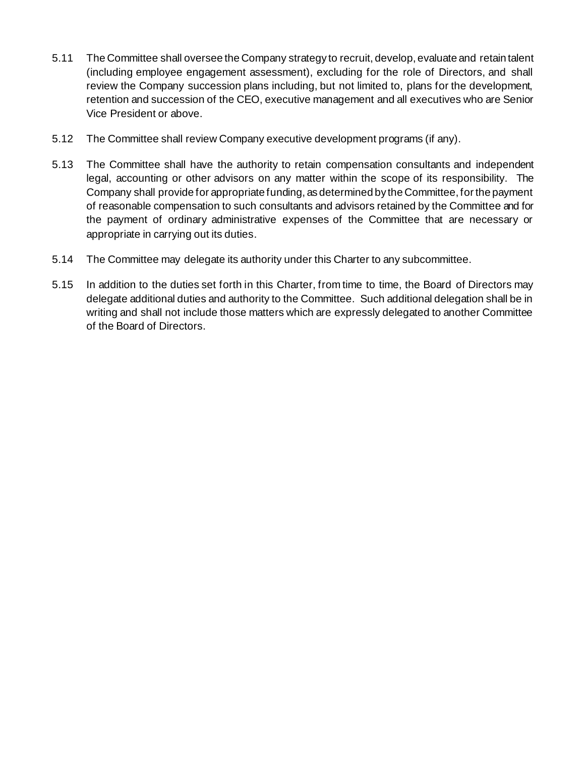5.11 The Committee shall oversee the Company strategy to recruit, develop, evaluate and retain talent (including employee engagement assessment), excluding for the role of Directors, and shall review the Company succession plans including, but not limited to, plans for the development, retention and succession of the CEO, executive management and all executives who are Senior Vice President or above.

5.12 The Committee shall review Company executive development programs (if any).

5.13 The Committee shall have the authority to retain compensation consultants and independent legal, accounting or other advisors on any matter within the scope of its responsibility. The Company shall provide for appropriate funding, as determined by the Committee, for the payment of reasonable compensation to such consultants and advisors retained by the Committee and for the payment of ordinary administrative expenses of the Committee that are necessary or appropriate in carrying out its duties.

5.14 The Committee may delegate its authority under this Charter to any subcommittee.

5.15 In addition to the duties set forth in this Charter, from time to time, the Board of Directors may delegate additional duties and authority to the Committee. Such additional delegation shall be in writing and shall not include those matters which are expressly delegated to another Committee of the Board of Directors.